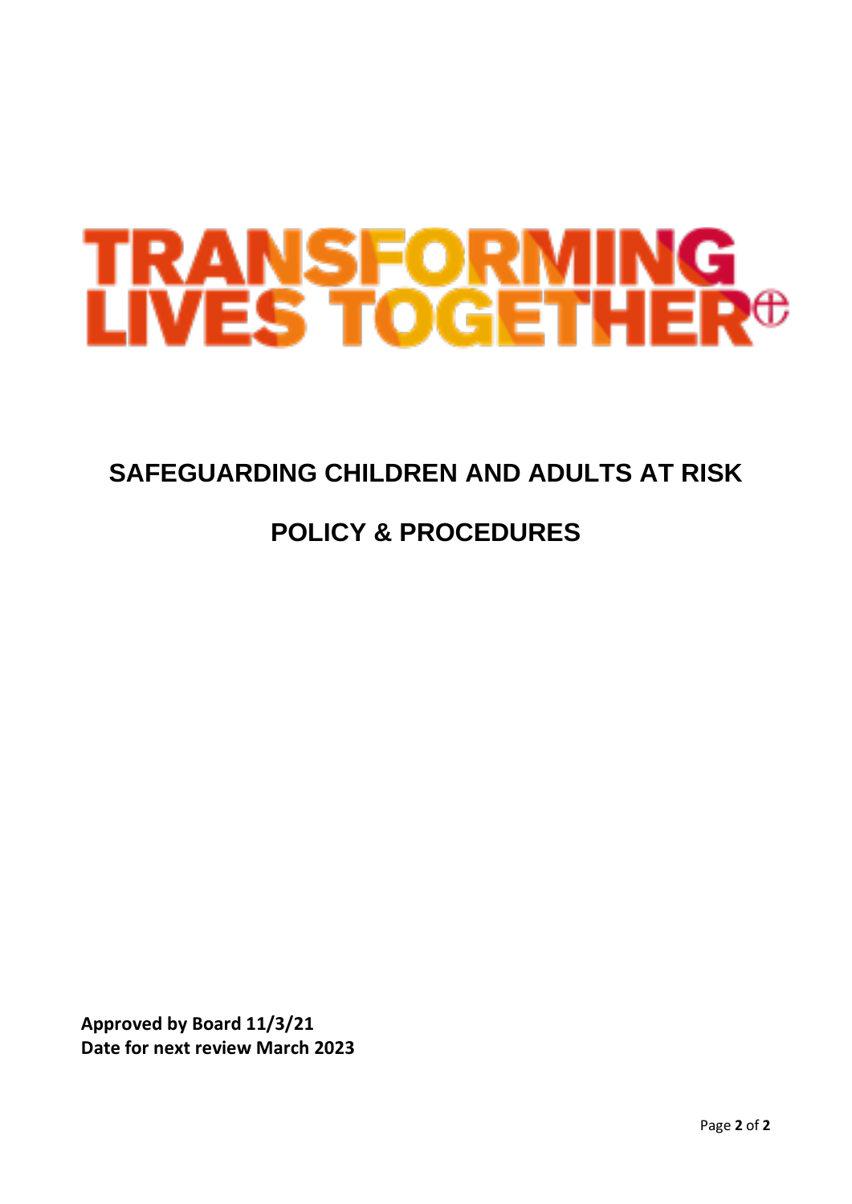# TRANSFORMING LIVES TOGETHER

## SAFEGUARDING CHILDREN AND ADULTS AT RISK

## POLICY & PROCEDURES

**Approved by Board 11/3/21**
**Date for next review March 2023**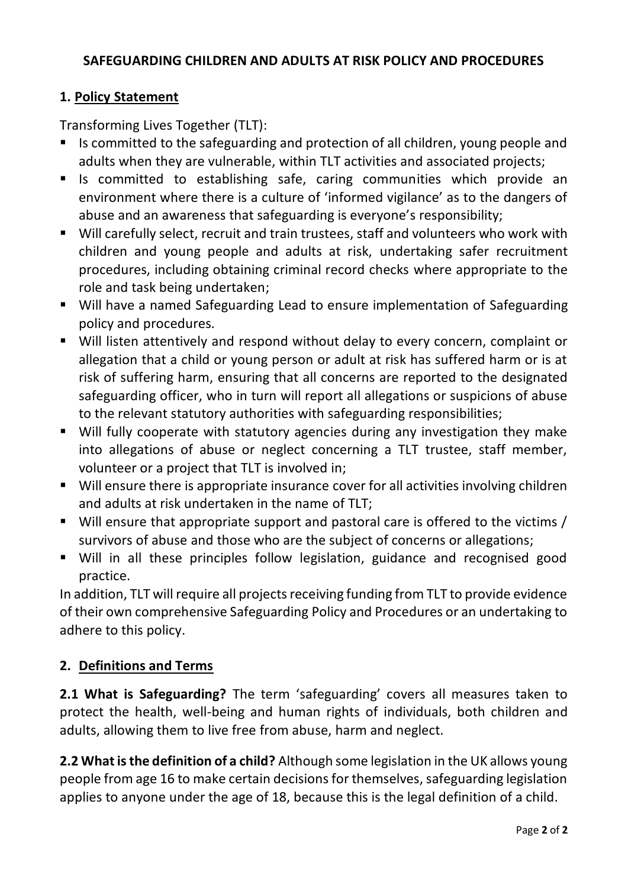# SAFEGUARDING CHILDREN AND ADULTS AT RISK POLICY AND PROCEDURES

## 1. Policy Statement

Transforming Lives Together (TLT):

- Is committed to the safeguarding and protection of all children, young people and adults when they are vulnerable, within TLT activities and associated projects;
- Is committed to establishing safe, caring communities which provide an environment where there is a culture of 'informed vigilance' as to the dangers of abuse and an awareness that safeguarding is everyone's responsibility;
- Will carefully select, recruit and train trustees, staff and volunteers who work with children and young people and adults at risk, undertaking safer recruitment procedures, including obtaining criminal record checks where appropriate to the role and task being undertaken;
- Will have a named Safeguarding Lead to ensure implementation of Safeguarding policy and procedures.
- Will listen attentively and respond without delay to every concern, complaint or allegation that a child or young person or adult at risk has suffered harm or is at risk of suffering harm, ensuring that all concerns are reported to the designated safeguarding officer, who in turn will report all allegations or suspicions of abuse to the relevant statutory authorities with safeguarding responsibilities;
- Will fully cooperate with statutory agencies during any investigation they make into allegations of abuse or neglect concerning a TLT trustee, staff member, volunteer or a project that TLT is involved in;
- Will ensure there is appropriate insurance cover for all activities involving children and adults at risk undertaken in the name of TLT;
- Will ensure that appropriate support and pastoral care is offered to the victims / survivors of abuse and those who are the subject of concerns or allegations;
- Will in all these principles follow legislation, guidance and recognised good practice.

In addition, TLT will require all projects receiving funding from TLT to provide evidence of their own comprehensive Safeguarding Policy and Procedures or an undertaking to adhere to this policy.

## 2. Definitions and Terms

**2.1 What is Safeguarding?** The term 'safeguarding' covers all measures taken to protect the health, well-being and human rights of individuals, both children and adults, allowing them to live free from abuse, harm and neglect.

**2.2 What is the definition of a child?** Although some legislation in the UK allows young people from age 16 to make certain decisions for themselves, safeguarding legislation applies to anyone under the age of 18, because this is the legal definition of a child.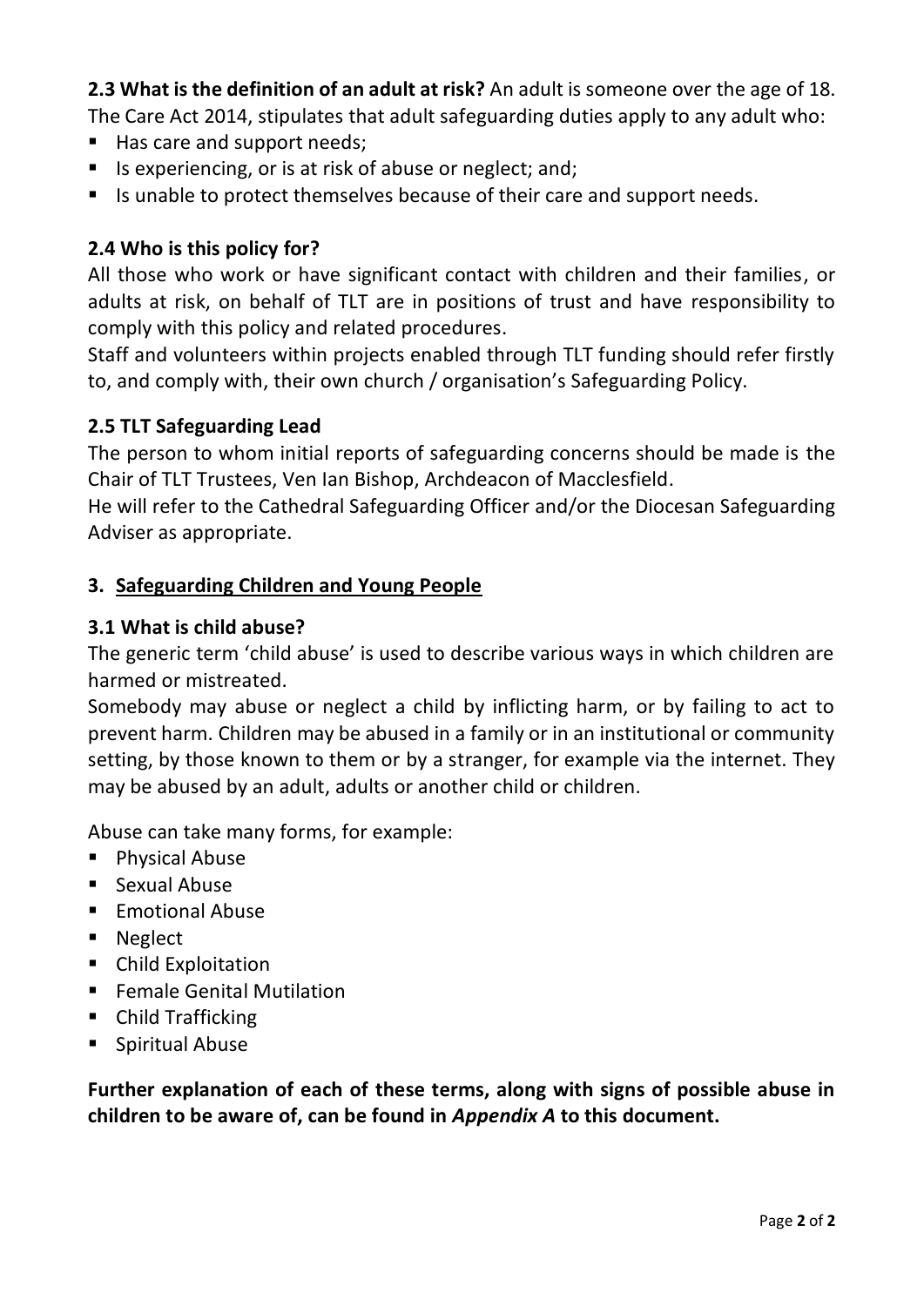**2.3 What is the definition of an adult at risk?** An adult is someone over the age of 18. The Care Act 2014, stipulates that adult safeguarding duties apply to any adult who:

- Has care and support needs;
- Is experiencing, or is at risk of abuse or neglect; and;
- Is unable to protect themselves because of their care and support needs.

### 2.4 Who is this policy for?

All those who work or have significant contact with children and their families, or adults at risk, on behalf of TLT are in positions of trust and have responsibility to comply with this policy and related procedures.

Staff and volunteers within projects enabled through TLT funding should refer firstly to, and comply with, their own church / organisation's Safeguarding Policy.

### 2.5 TLT Safeguarding Lead

The person to whom initial reports of safeguarding concerns should be made is the Chair of TLT Trustees, Ven Ian Bishop, Archdeacon of Macclesfield.

He will refer to the Cathedral Safeguarding Officer and/or the Diocesan Safeguarding Adviser as appropriate.

## 3. Safeguarding Children and Young People

### 3.1 What is child abuse?

The generic term 'child abuse' is used to describe various ways in which children are harmed or mistreated.

Somebody may abuse or neglect a child by inflicting harm, or by failing to act to prevent harm. Children may be abused in a family or in an institutional or community setting, by those known to them or by a stranger, for example via the internet. They may be abused by an adult, adults or another child or children.

Abuse can take many forms, for example:

- Physical Abuse
- Sexual Abuse
- Emotional Abuse
- Neglect
- Child Exploitation
- Female Genital Mutilation
- Child Trafficking
- Spiritual Abuse

**Further explanation of each of these terms, along with signs of possible abuse in children to be aware of, can be found in *Appendix A* to this document.**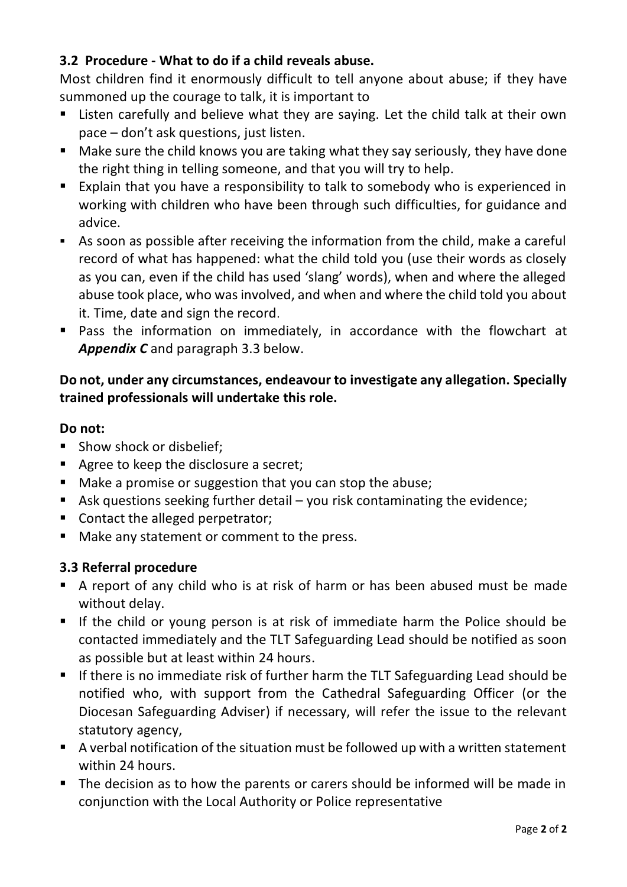### 3.2 Procedure - What to do if a child reveals abuse.

Most children find it enormously difficult to tell anyone about abuse; if they have summoned up the courage to talk, it is important to

- Listen carefully and believe what they are saying. Let the child talk at their own pace – don't ask questions, just listen.
- Make sure the child knows you are taking what they say seriously, they have done the right thing in telling someone, and that you will try to help.
- Explain that you have a responsibility to talk to somebody who is experienced in working with children who have been through such difficulties, for guidance and advice.
- As soon as possible after receiving the information from the child, make a careful record of what has happened: what the child told you (use their words as closely as you can, even if the child has used 'slang' words), when and where the alleged abuse took place, who was involved, and when and where the child told you about it. Time, date and sign the record.
- Pass the information on immediately, in accordance with the flowchart at ***Appendix C*** and paragraph 3.3 below.

**Do not, under any circumstances, endeavour to investigate any allegation. Specially trained professionals will undertake this role.**

**Do not:**

- Show shock or disbelief;
- Agree to keep the disclosure a secret;
- Make a promise or suggestion that you can stop the abuse;
- Ask questions seeking further detail – you risk contaminating the evidence;
- Contact the alleged perpetrator;
- Make any statement or comment to the press.

### 3.3 Referral procedure

- A report of any child who is at risk of harm or has been abused must be made without delay.
- If the child or young person is at risk of immediate harm the Police should be contacted immediately and the TLT Safeguarding Lead should be notified as soon as possible but at least within 24 hours.
- If there is no immediate risk of further harm the TLT Safeguarding Lead should be notified who, with support from the Cathedral Safeguarding Officer (or the Diocesan Safeguarding Adviser) if necessary, will refer the issue to the relevant statutory agency,
- A verbal notification of the situation must be followed up with a written statement within 24 hours.
- The decision as to how the parents or carers should be informed will be made in conjunction with the Local Authority or Police representative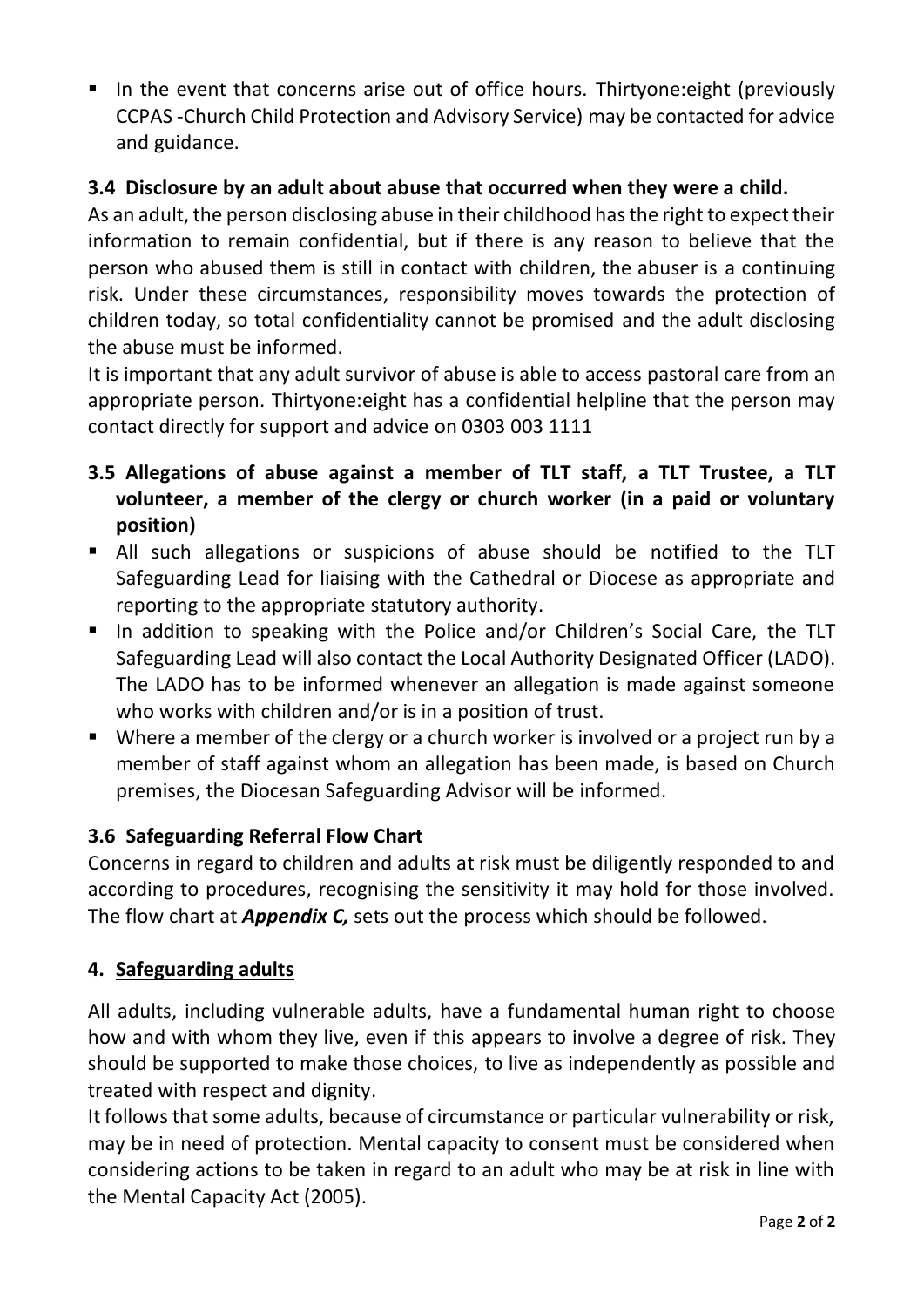- In the event that concerns arise out of office hours. Thirtyone:eight (previously CCPAS -Church Child Protection and Advisory Service) may be contacted for advice and guidance.

### 3.4 Disclosure by an adult about abuse that occurred when they were a child.

As an adult, the person disclosing abuse in their childhood has the right to expect their information to remain confidential, but if there is any reason to believe that the person who abused them is still in contact with children, the abuser is a continuing risk. Under these circumstances, responsibility moves towards the protection of children today, so total confidentiality cannot be promised and the adult disclosing the abuse must be informed.

It is important that any adult survivor of abuse is able to access pastoral care from an appropriate person. Thirtyone:eight has a confidential helpline that the person may contact directly for support and advice on 0303 003 1111

### 3.5 Allegations of abuse against a member of TLT staff, a TLT Trustee, a TLT volunteer, a member of the clergy or church worker (in a paid or voluntary position)

- All such allegations or suspicions of abuse should be notified to the TLT Safeguarding Lead for liaising with the Cathedral or Diocese as appropriate and reporting to the appropriate statutory authority.
- In addition to speaking with the Police and/or Children's Social Care, the TLT Safeguarding Lead will also contact the Local Authority Designated Officer (LADO). The LADO has to be informed whenever an allegation is made against someone who works with children and/or is in a position of trust.
- Where a member of the clergy or a church worker is involved or a project run by a member of staff against whom an allegation has been made, is based on Church premises, the Diocesan Safeguarding Advisor will be informed.

### 3.6 Safeguarding Referral Flow Chart

Concerns in regard to children and adults at risk must be diligently responded to and according to procedures, recognising the sensitivity it may hold for those involved. The flow chart at ***Appendix C,*** sets out the process which should be followed.

## 4. Safeguarding adults

All adults, including vulnerable adults, have a fundamental human right to choose how and with whom they live, even if this appears to involve a degree of risk. They should be supported to make those choices, to live as independently as possible and treated with respect and dignity.

It follows that some adults, because of circumstance or particular vulnerability or risk, may be in need of protection. Mental capacity to consent must be considered when considering actions to be taken in regard to an adult who may be at risk in line with the Mental Capacity Act (2005).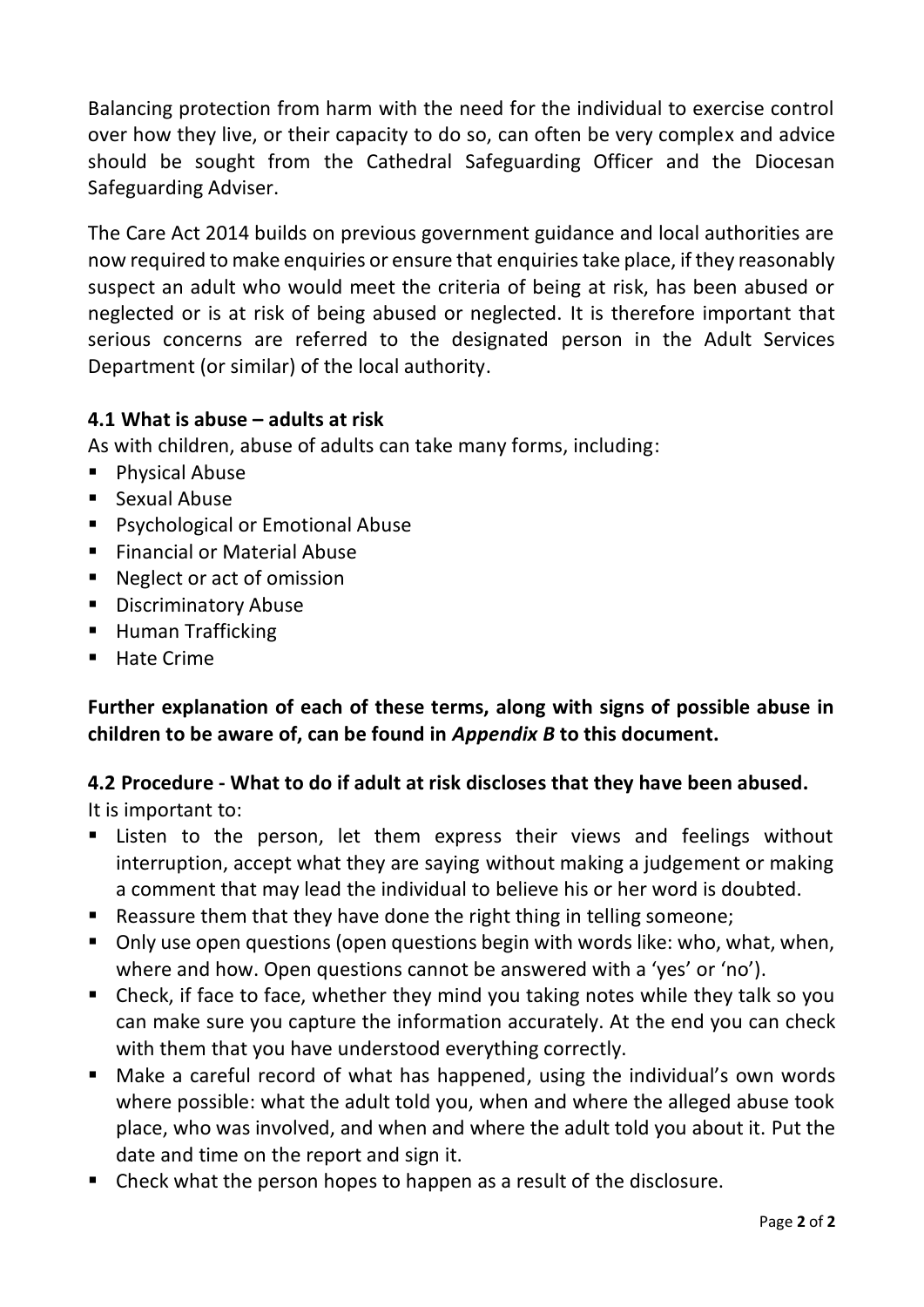Balancing protection from harm with the need for the individual to exercise control over how they live, or their capacity to do so, can often be very complex and advice should be sought from the Cathedral Safeguarding Officer and the Diocesan Safeguarding Adviser.

The Care Act 2014 builds on previous government guidance and local authorities are now required to make enquiries or ensure that enquiries take place, if they reasonably suspect an adult who would meet the criteria of being at risk, has been abused or neglected or is at risk of being abused or neglected. It is therefore important that serious concerns are referred to the designated person in the Adult Services Department (or similar) of the local authority.

### 4.1 What is abuse – adults at risk

As with children, abuse of adults can take many forms, including:

- Physical Abuse
- Sexual Abuse
- Psychological or Emotional Abuse
- Financial or Material Abuse
- Neglect or act of omission
- Discriminatory Abuse
- Human Trafficking
- Hate Crime

**Further explanation of each of these terms, along with signs of possible abuse in children to be aware of, can be found in *Appendix B* to this document.**

### 4.2 Procedure - What to do if adult at risk discloses that they have been abused.

It is important to:

- Listen to the person, let them express their views and feelings without interruption, accept what they are saying without making a judgement or making a comment that may lead the individual to believe his or her word is doubted.
- Reassure them that they have done the right thing in telling someone;
- Only use open questions (open questions begin with words like: who, what, when, where and how. Open questions cannot be answered with a 'yes' or 'no').
- Check, if face to face, whether they mind you taking notes while they talk so you can make sure you capture the information accurately. At the end you can check with them that you have understood everything correctly.
- Make a careful record of what has happened, using the individual's own words where possible: what the adult told you, when and where the alleged abuse took place, who was involved, and when and where the adult told you about it. Put the date and time on the report and sign it.
- Check what the person hopes to happen as a result of the disclosure.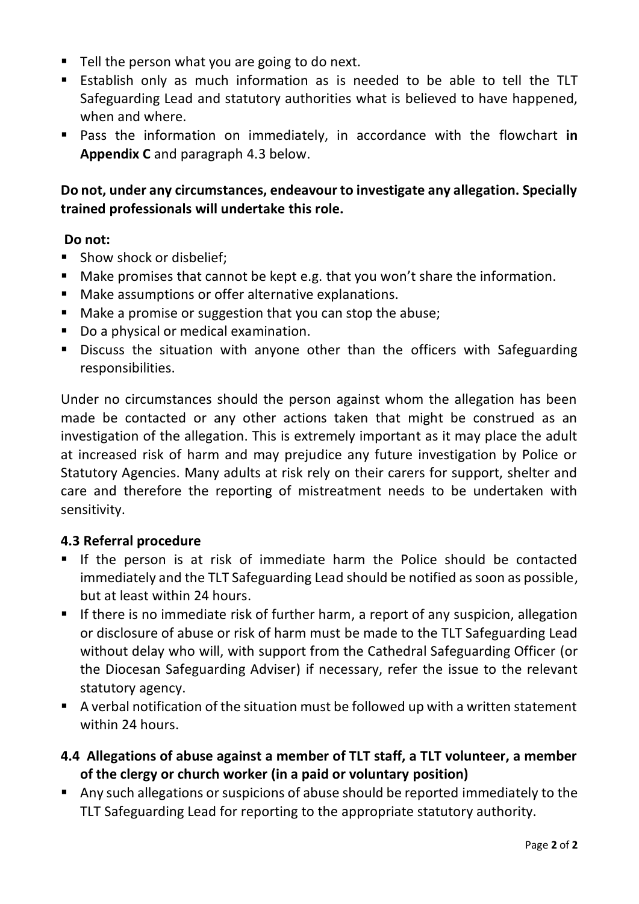- Tell the person what you are going to do next.
- Establish only as much information as is needed to be able to tell the TLT Safeguarding Lead and statutory authorities what is believed to have happened, when and where.
- Pass the information on immediately, in accordance with the flowchart **in Appendix C** and paragraph 4.3 below.

**Do not, under any circumstances, endeavour to investigate any allegation. Specially trained professionals will undertake this role.**

**Do not:**

- Show shock or disbelief;
- Make promises that cannot be kept e.g. that you won't share the information.
- Make assumptions or offer alternative explanations.
- Make a promise or suggestion that you can stop the abuse;
- Do a physical or medical examination.
- Discuss the situation with anyone other than the officers with Safeguarding responsibilities.

Under no circumstances should the person against whom the allegation has been made be contacted or any other actions taken that might be construed as an investigation of the allegation. This is extremely important as it may place the adult at increased risk of harm and may prejudice any future investigation by Police or Statutory Agencies. Many adults at risk rely on their carers for support, shelter and care and therefore the reporting of mistreatment needs to be undertaken with sensitivity.

### 4.3 Referral procedure

- If the person is at risk of immediate harm the Police should be contacted immediately and the TLT Safeguarding Lead should be notified as soon as possible, but at least within 24 hours.
- If there is no immediate risk of further harm, a report of any suspicion, allegation or disclosure of abuse or risk of harm must be made to the TLT Safeguarding Lead without delay who will, with support from the Cathedral Safeguarding Officer (or the Diocesan Safeguarding Adviser) if necessary, refer the issue to the relevant statutory agency.
- A verbal notification of the situation must be followed up with a written statement within 24 hours.

### 4.4 Allegations of abuse against a member of TLT staff, a TLT volunteer, a member of the clergy or church worker (in a paid or voluntary position)

- Any such allegations or suspicions of abuse should be reported immediately to the TLT Safeguarding Lead for reporting to the appropriate statutory authority.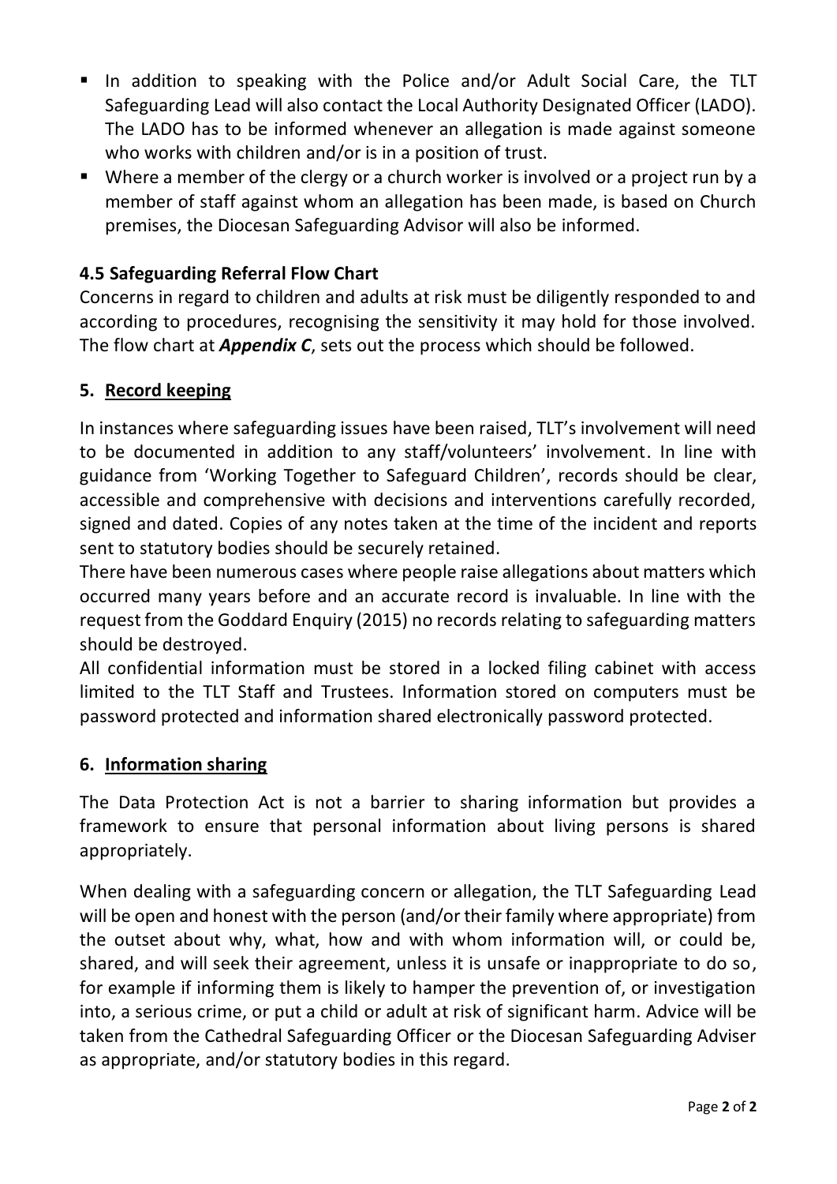- In addition to speaking with the Police and/or Adult Social Care, the TLT Safeguarding Lead will also contact the Local Authority Designated Officer (LADO). The LADO has to be informed whenever an allegation is made against someone who works with children and/or is in a position of trust.
- Where a member of the clergy or a church worker is involved or a project run by a member of staff against whom an allegation has been made, is based on Church premises, the Diocesan Safeguarding Advisor will also be informed.

### 4.5 Safeguarding Referral Flow Chart

Concerns in regard to children and adults at risk must be diligently responded to and according to procedures, recognising the sensitivity it may hold for those involved. The flow chart at ***Appendix C***, sets out the process which should be followed.

## 5. Record keeping

In instances where safeguarding issues have been raised, TLT's involvement will need to be documented in addition to any staff/volunteers' involvement. In line with guidance from 'Working Together to Safeguard Children', records should be clear, accessible and comprehensive with decisions and interventions carefully recorded, signed and dated. Copies of any notes taken at the time of the incident and reports sent to statutory bodies should be securely retained.

There have been numerous cases where people raise allegations about matters which occurred many years before and an accurate record is invaluable. In line with the request from the Goddard Enquiry (2015) no records relating to safeguarding matters should be destroyed.

All confidential information must be stored in a locked filing cabinet with access limited to the TLT Staff and Trustees. Information stored on computers must be password protected and information shared electronically password protected.

## 6. Information sharing

The Data Protection Act is not a barrier to sharing information but provides a framework to ensure that personal information about living persons is shared appropriately.

When dealing with a safeguarding concern or allegation, the TLT Safeguarding Lead will be open and honest with the person (and/or their family where appropriate) from the outset about why, what, how and with whom information will, or could be, shared, and will seek their agreement, unless it is unsafe or inappropriate to do so, for example if informing them is likely to hamper the prevention of, or investigation into, a serious crime, or put a child or adult at risk of significant harm. Advice will be taken from the Cathedral Safeguarding Officer or the Diocesan Safeguarding Adviser as appropriate, and/or statutory bodies in this regard.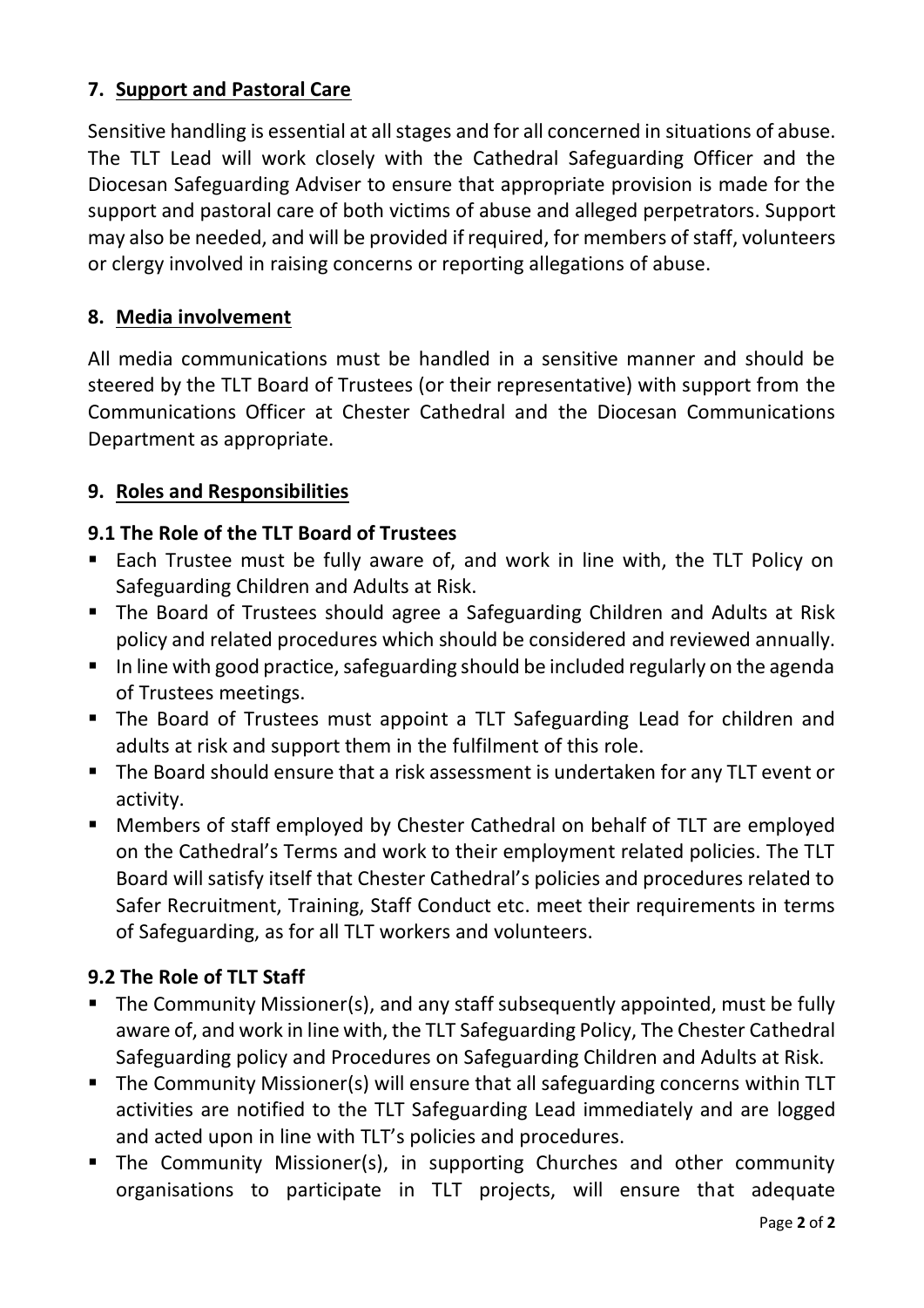## 7. Support and Pastoral Care

Sensitive handling is essential at all stages and for all concerned in situations of abuse. The TLT Lead will work closely with the Cathedral Safeguarding Officer and the Diocesan Safeguarding Adviser to ensure that appropriate provision is made for the support and pastoral care of both victims of abuse and alleged perpetrators. Support may also be needed, and will be provided if required, for members of staff, volunteers or clergy involved in raising concerns or reporting allegations of abuse.

## 8. Media involvement

All media communications must be handled in a sensitive manner and should be steered by the TLT Board of Trustees (or their representative) with support from the Communications Officer at Chester Cathedral and the Diocesan Communications Department as appropriate.

## 9. Roles and Responsibilities

### 9.1 The Role of the TLT Board of Trustees

- Each Trustee must be fully aware of, and work in line with, the TLT Policy on Safeguarding Children and Adults at Risk.
- The Board of Trustees should agree a Safeguarding Children and Adults at Risk policy and related procedures which should be considered and reviewed annually.
- In line with good practice, safeguarding should be included regularly on the agenda of Trustees meetings.
- The Board of Trustees must appoint a TLT Safeguarding Lead for children and adults at risk and support them in the fulfilment of this role.
- The Board should ensure that a risk assessment is undertaken for any TLT event or activity.
- Members of staff employed by Chester Cathedral on behalf of TLT are employed on the Cathedral's Terms and work to their employment related policies. The TLT Board will satisfy itself that Chester Cathedral's policies and procedures related to Safer Recruitment, Training, Staff Conduct etc. meet their requirements in terms of Safeguarding, as for all TLT workers and volunteers.

### 9.2 The Role of TLT Staff

- The Community Missioner(s), and any staff subsequently appointed, must be fully aware of, and work in line with, the TLT Safeguarding Policy, The Chester Cathedral Safeguarding policy and Procedures on Safeguarding Children and Adults at Risk.
- The Community Missioner(s) will ensure that all safeguarding concerns within TLT activities are notified to the TLT Safeguarding Lead immediately and are logged and acted upon in line with TLT's policies and procedures.
- The Community Missioner(s), in supporting Churches and other community organisations to participate in TLT projects, will ensure that adequate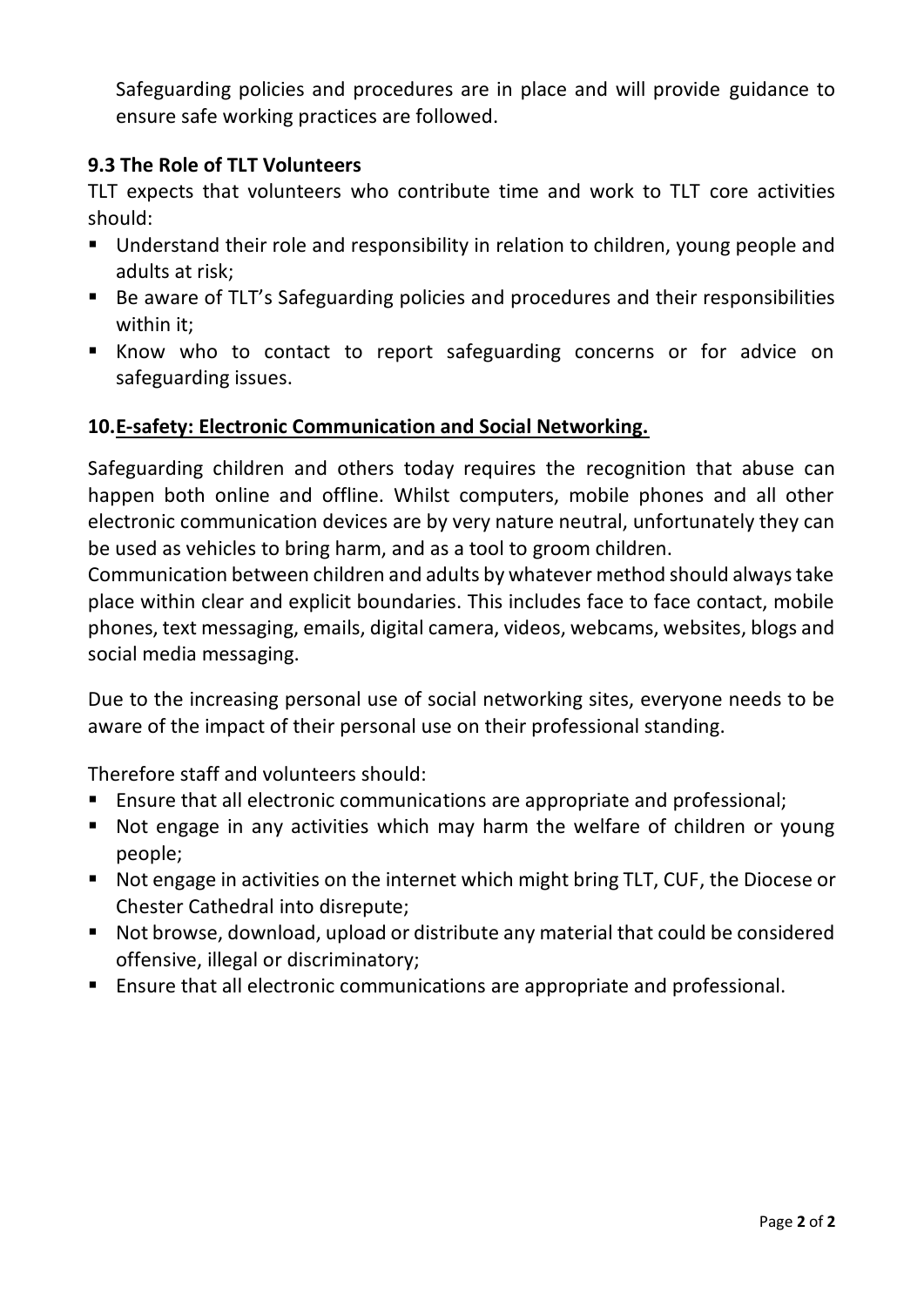Safeguarding policies and procedures are in place and will provide guidance to ensure safe working practices are followed.

### 9.3 The Role of TLT Volunteers

TLT expects that volunteers who contribute time and work to TLT core activities should:

- Understand their role and responsibility in relation to children, young people and adults at risk;
- Be aware of TLT's Safeguarding policies and procedures and their responsibilities within it;
- Know who to contact to report safeguarding concerns or for advice on safeguarding issues.

## 10. E-safety: Electronic Communication and Social Networking.

Safeguarding children and others today requires the recognition that abuse can happen both online and offline. Whilst computers, mobile phones and all other electronic communication devices are by very nature neutral, unfortunately they can be used as vehicles to bring harm, and as a tool to groom children.
Communication between children and adults by whatever method should always take place within clear and explicit boundaries. This includes face to face contact, mobile phones, text messaging, emails, digital camera, videos, webcams, websites, blogs and social media messaging.

Due to the increasing personal use of social networking sites, everyone needs to be aware of the impact of their personal use on their professional standing.

Therefore staff and volunteers should:

- Ensure that all electronic communications are appropriate and professional;
- Not engage in any activities which may harm the welfare of children or young people;
- Not engage in activities on the internet which might bring TLT, CUF, the Diocese or Chester Cathedral into disrepute;
- Not browse, download, upload or distribute any material that could be considered offensive, illegal or discriminatory;
- Ensure that all electronic communications are appropriate and professional.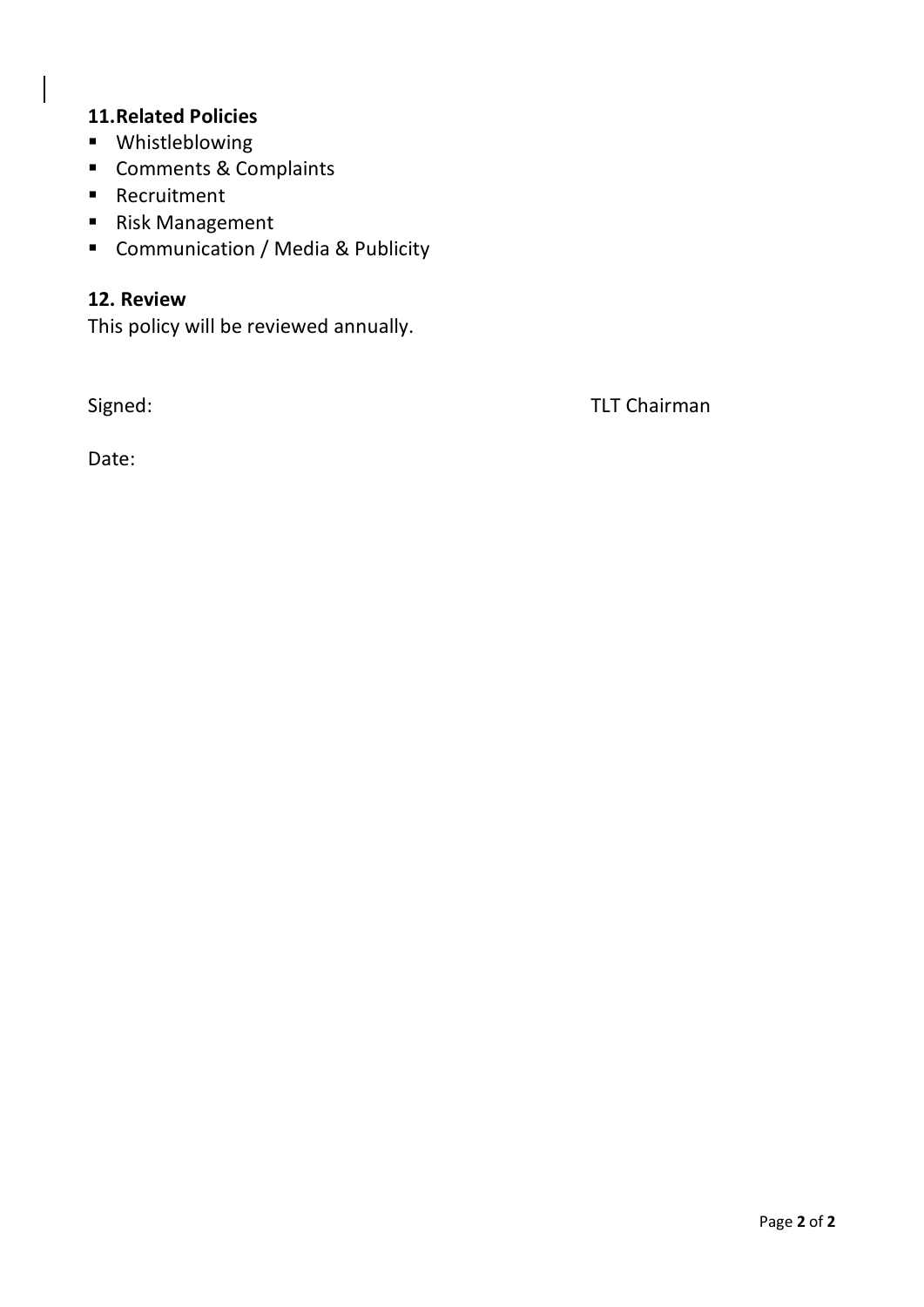### 11. Related Policies

- Whistleblowing
- Comments & Complaints
- Recruitment
- Risk Management
- Communication / Media & Publicity

### 12. Review

This policy will be reviewed annually.

Signed: TLT Chairman

Date: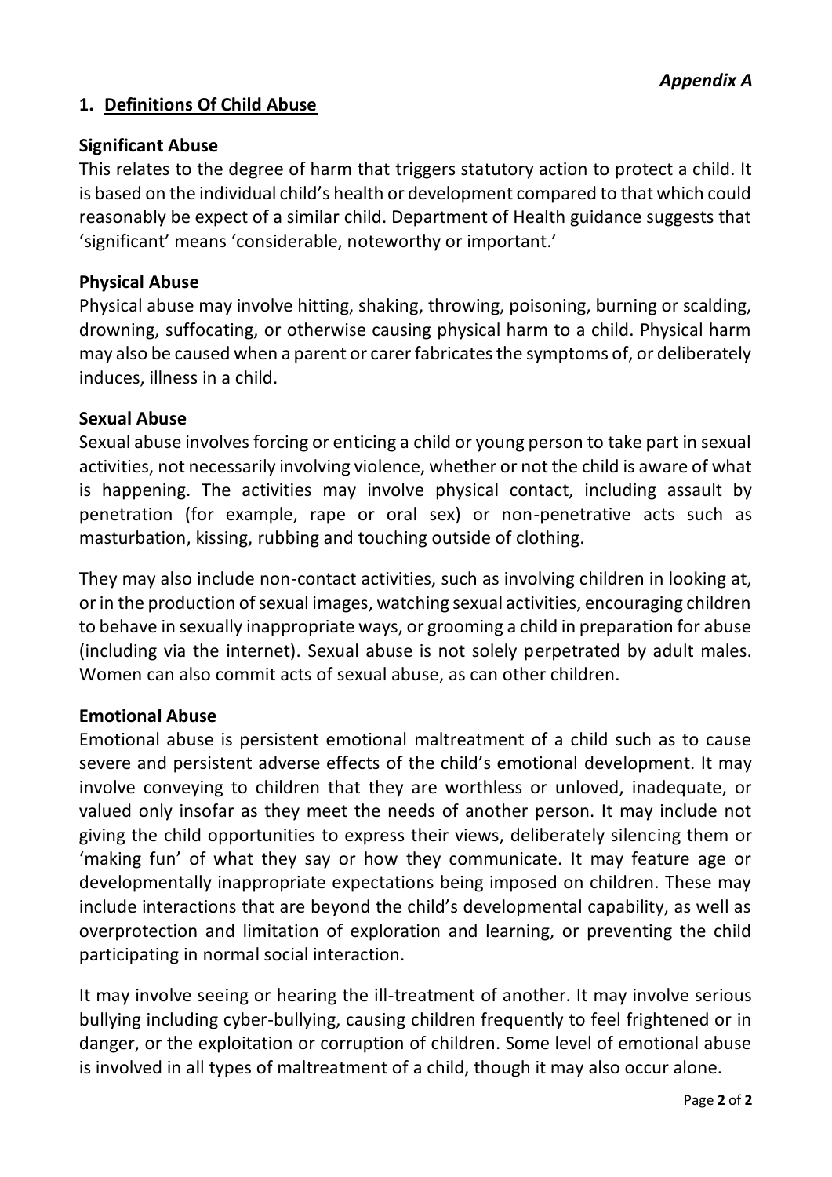*Appendix A*

## 1. Definitions Of Child Abuse

### Significant Abuse

This relates to the degree of harm that triggers statutory action to protect a child. It is based on the individual child's health or development compared to that which could reasonably be expect of a similar child. Department of Health guidance suggests that 'significant' means 'considerable, noteworthy or important.'

### Physical Abuse

Physical abuse may involve hitting, shaking, throwing, poisoning, burning or scalding, drowning, suffocating, or otherwise causing physical harm to a child. Physical harm may also be caused when a parent or carer fabricates the symptoms of, or deliberately induces, illness in a child.

### Sexual Abuse

Sexual abuse involves forcing or enticing a child or young person to take part in sexual activities, not necessarily involving violence, whether or not the child is aware of what is happening. The activities may involve physical contact, including assault by penetration (for example, rape or oral sex) or non-penetrative acts such as masturbation, kissing, rubbing and touching outside of clothing.

They may also include non-contact activities, such as involving children in looking at, or in the production of sexual images, watching sexual activities, encouraging children to behave in sexually inappropriate ways, or grooming a child in preparation for abuse (including via the internet). Sexual abuse is not solely perpetrated by adult males. Women can also commit acts of sexual abuse, as can other children.

### Emotional Abuse

Emotional abuse is persistent emotional maltreatment of a child such as to cause severe and persistent adverse effects of the child's emotional development. It may involve conveying to children that they are worthless or unloved, inadequate, or valued only insofar as they meet the needs of another person. It may include not giving the child opportunities to express their views, deliberately silencing them or 'making fun' of what they say or how they communicate. It may feature age or developmentally inappropriate expectations being imposed on children. These may include interactions that are beyond the child's developmental capability, as well as overprotection and limitation of exploration and learning, or preventing the child participating in normal social interaction.

It may involve seeing or hearing the ill-treatment of another. It may involve serious bullying including cyber-bullying, causing children frequently to feel frightened or in danger, or the exploitation or corruption of children. Some level of emotional abuse is involved in all types of maltreatment of a child, though it may also occur alone.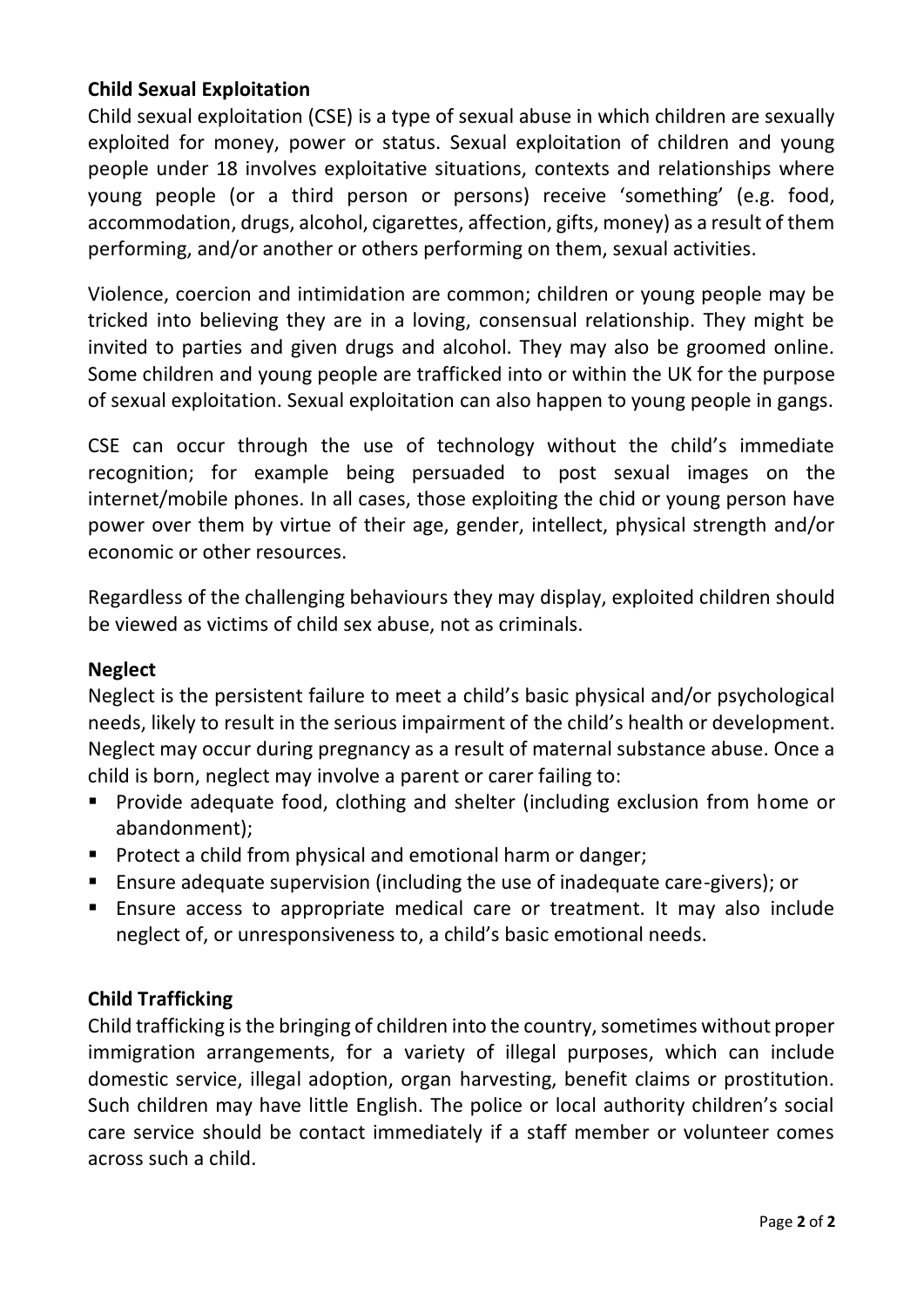**Child Sexual Exploitation**

Child sexual exploitation (CSE) is a type of sexual abuse in which children are sexually exploited for money, power or status. Sexual exploitation of children and young people under 18 involves exploitative situations, contexts and relationships where young people (or a third person or persons) receive 'something' (e.g. food, accommodation, drugs, alcohol, cigarettes, affection, gifts, money) as a result of them performing, and/or another or others performing on them, sexual activities.

Violence, coercion and intimidation are common; children or young people may be tricked into believing they are in a loving, consensual relationship. They might be invited to parties and given drugs and alcohol. They may also be groomed online. Some children and young people are trafficked into or within the UK for the purpose of sexual exploitation. Sexual exploitation can also happen to young people in gangs.

CSE can occur through the use of technology without the child's immediate recognition; for example being persuaded to post sexual images on the internet/mobile phones. In all cases, those exploiting the chid or young person have power over them by virtue of their age, gender, intellect, physical strength and/or economic or other resources.

Regardless of the challenging behaviours they may display, exploited children should be viewed as victims of child sex abuse, not as criminals.

**Neglect**

Neglect is the persistent failure to meet a child's basic physical and/or psychological needs, likely to result in the serious impairment of the child's health or development. Neglect may occur during pregnancy as a result of maternal substance abuse. Once a child is born, neglect may involve a parent or carer failing to:

- Provide adequate food, clothing and shelter (including exclusion from home or abandonment);
- Protect a child from physical and emotional harm or danger;
- Ensure adequate supervision (including the use of inadequate care-givers); or
- Ensure access to appropriate medical care or treatment. It may also include neglect of, or unresponsiveness to, a child's basic emotional needs.

**Child Trafficking**

Child trafficking is the bringing of children into the country, sometimes without proper immigration arrangements, for a variety of illegal purposes, which can include domestic service, illegal adoption, organ harvesting, benefit claims or prostitution. Such children may have little English. The police or local authority children's social care service should be contact immediately if a staff member or volunteer comes across such a child.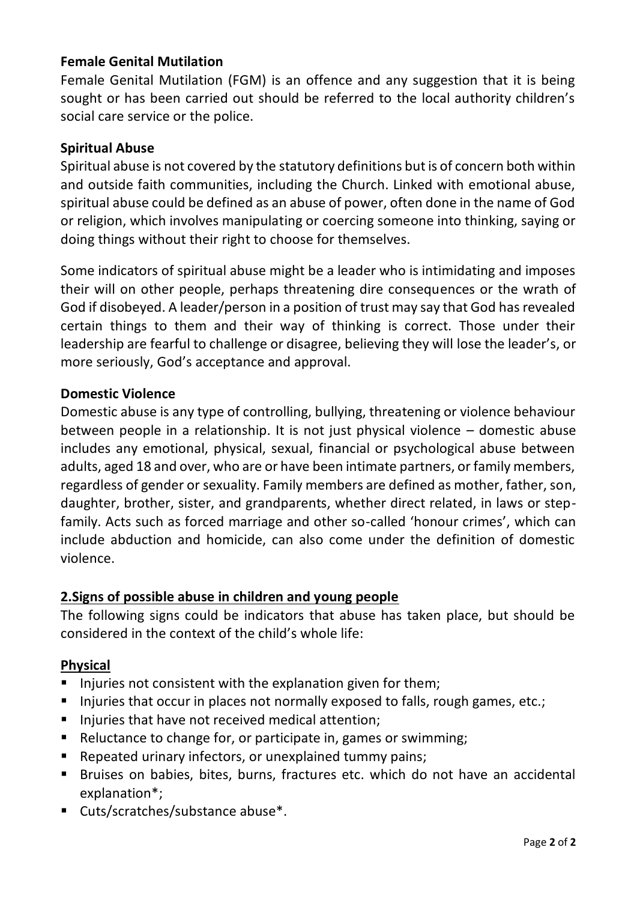**Female Genital Mutilation**

Female Genital Mutilation (FGM) is an offence and any suggestion that it is being sought or has been carried out should be referred to the local authority children's social care service or the police.

**Spiritual Abuse**

Spiritual abuse is not covered by the statutory definitions but is of concern both within and outside faith communities, including the Church. Linked with emotional abuse, spiritual abuse could be defined as an abuse of power, often done in the name of God or religion, which involves manipulating or coercing someone into thinking, saying or doing things without their right to choose for themselves.

Some indicators of spiritual abuse might be a leader who is intimidating and imposes their will on other people, perhaps threatening dire consequences or the wrath of God if disobeyed. A leader/person in a position of trust may say that God has revealed certain things to them and their way of thinking is correct. Those under their leadership are fearful to challenge or disagree, believing they will lose the leader's, or more seriously, God's acceptance and approval.

**Domestic Violence**

Domestic abuse is any type of controlling, bullying, threatening or violence behaviour between people in a relationship. It is not just physical violence – domestic abuse includes any emotional, physical, sexual, financial or psychological abuse between adults, aged 18 and over, who are or have been intimate partners, or family members, regardless of gender or sexuality. Family members are defined as mother, father, son, daughter, brother, sister, and grandparents, whether direct related, in laws or step-family. Acts such as forced marriage and other so-called 'honour crimes', which can include abduction and homicide, can also come under the definition of domestic violence.

## 2.Signs of possible abuse in children and young people

The following signs could be indicators that abuse has taken place, but should be considered in the context of the child's whole life:

### Physical

- Injuries not consistent with the explanation given for them;
- Injuries that occur in places not normally exposed to falls, rough games, etc.;
- Injuries that have not received medical attention;
- Reluctance to change for, or participate in, games or swimming;
- Repeated urinary infectors, or unexplained tummy pains;
- Bruises on babies, bites, burns, fractures etc. which do not have an accidental explanation*;
- Cuts/scratches/substance abuse*.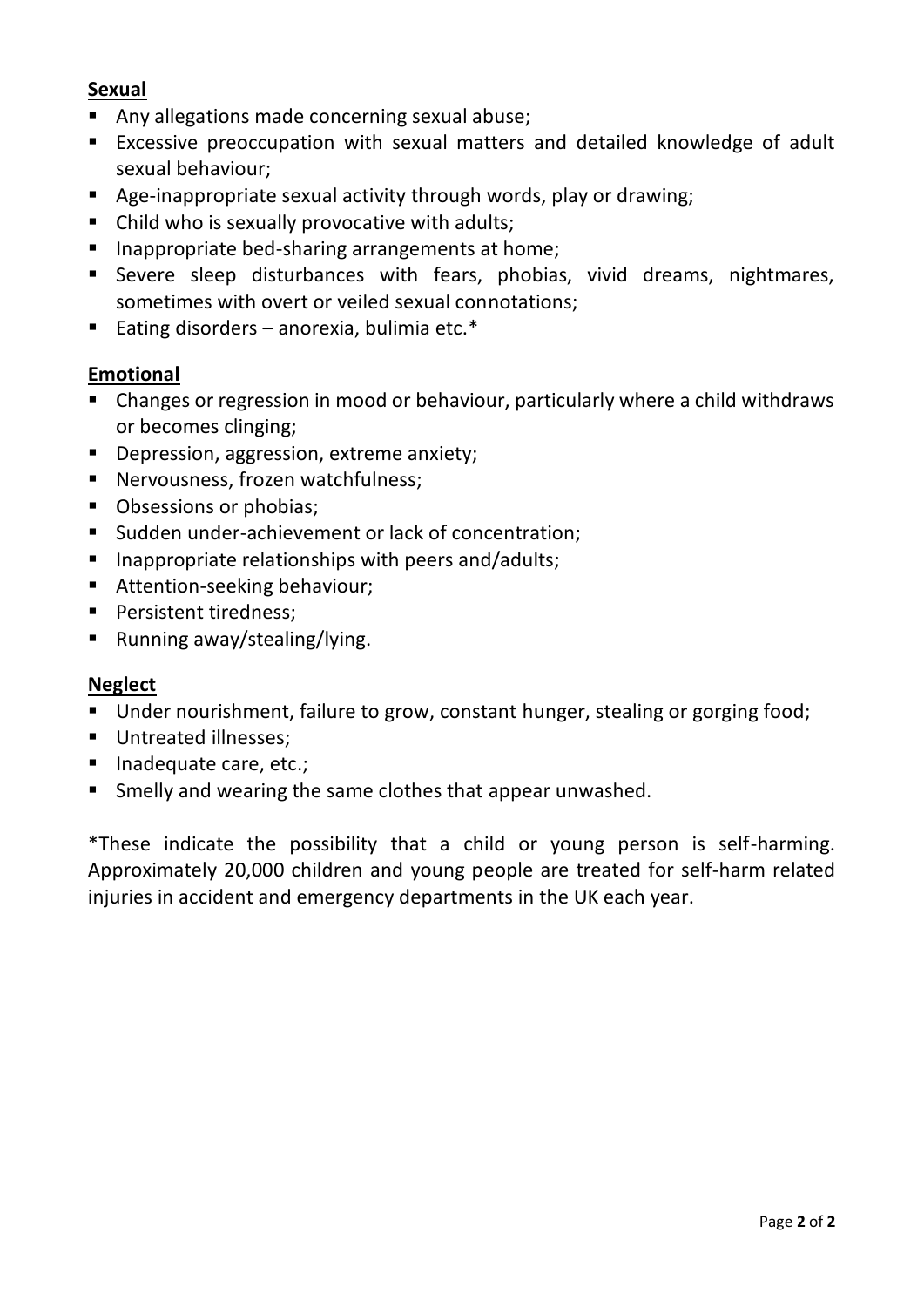**Sexual**

- Any allegations made concerning sexual abuse;
- Excessive preoccupation with sexual matters and detailed knowledge of adult sexual behaviour;
- Age-inappropriate sexual activity through words, play or drawing;
- Child who is sexually provocative with adults;
- Inappropriate bed-sharing arrangements at home;
- Severe sleep disturbances with fears, phobias, vivid dreams, nightmares, sometimes with overt or veiled sexual connotations;
- Eating disorders – anorexia, bulimia etc.*

**Emotional**

- Changes or regression in mood or behaviour, particularly where a child withdraws or becomes clinging;
- Depression, aggression, extreme anxiety;
- Nervousness, frozen watchfulness;
- Obsessions or phobias;
- Sudden under-achievement or lack of concentration;
- Inappropriate relationships with peers and/adults;
- Attention-seeking behaviour;
- Persistent tiredness;
- Running away/stealing/lying.

**Neglect**

- Under nourishment, failure to grow, constant hunger, stealing or gorging food;
- Untreated illnesses;
- Inadequate care, etc.;
- Smelly and wearing the same clothes that appear unwashed.

*These indicate the possibility that a child or young person is self-harming. Approximately 20,000 children and young people are treated for self-harm related injuries in accident and emergency departments in the UK each year.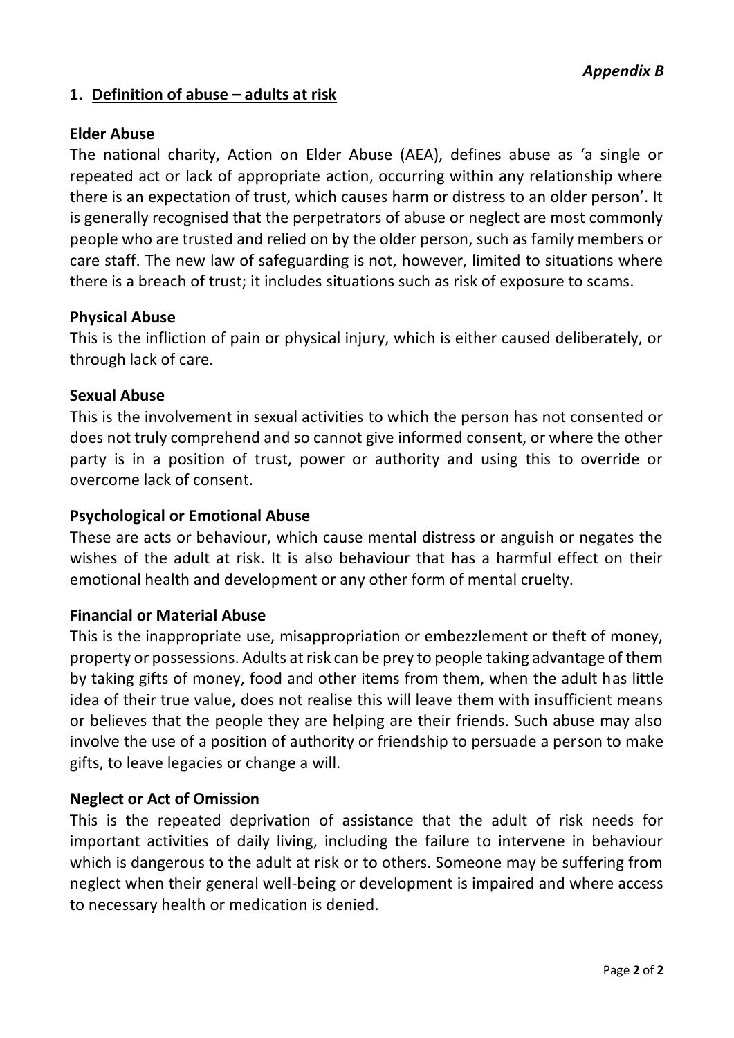*Appendix B*

## 1. Definition of abuse – adults at risk

**Elder Abuse**

The national charity, Action on Elder Abuse (AEA), defines abuse as 'a single or repeated act or lack of appropriate action, occurring within any relationship where there is an expectation of trust, which causes harm or distress to an older person'. It is generally recognised that the perpetrators of abuse or neglect are most commonly people who are trusted and relied on by the older person, such as family members or care staff. The new law of safeguarding is not, however, limited to situations where there is a breach of trust; it includes situations such as risk of exposure to scams.

**Physical Abuse**

This is the infliction of pain or physical injury, which is either caused deliberately, or through lack of care.

**Sexual Abuse**

This is the involvement in sexual activities to which the person has not consented or does not truly comprehend and so cannot give informed consent, or where the other party is in a position of trust, power or authority and using this to override or overcome lack of consent.

**Psychological or Emotional Abuse**

These are acts or behaviour, which cause mental distress or anguish or negates the wishes of the adult at risk. It is also behaviour that has a harmful effect on their emotional health and development or any other form of mental cruelty.

**Financial or Material Abuse**

This is the inappropriate use, misappropriation or embezzlement or theft of money, property or possessions. Adults at risk can be prey to people taking advantage of them by taking gifts of money, food and other items from them, when the adult has little idea of their true value, does not realise this will leave them with insufficient means or believes that the people they are helping are their friends. Such abuse may also involve the use of a position of authority or friendship to persuade a person to make gifts, to leave legacies or change a will.

**Neglect or Act of Omission**

This is the repeated deprivation of assistance that the adult of risk needs for important activities of daily living, including the failure to intervene in behaviour which is dangerous to the adult at risk or to others. Someone may be suffering from neglect when their general well-being or development is impaired and where access to necessary health or medication is denied.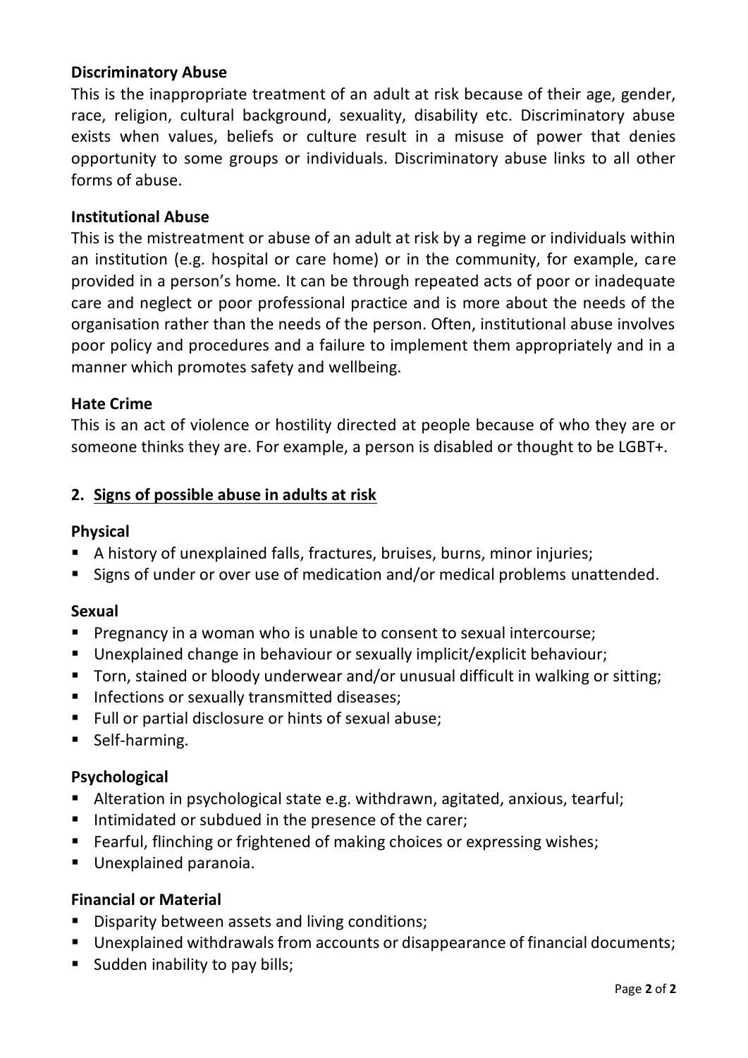### Discriminatory Abuse

This is the inappropriate treatment of an adult at risk because of their age, gender, race, religion, cultural background, sexuality, disability etc. Discriminatory abuse exists when values, beliefs or culture result in a misuse of power that denies opportunity to some groups or individuals. Discriminatory abuse links to all other forms of abuse.

### Institutional Abuse

This is the mistreatment or abuse of an adult at risk by a regime or individuals within an institution (e.g. hospital or care home) or in the community, for example, care provided in a person's home. It can be through repeated acts of poor or inadequate care and neglect or poor professional practice and is more about the needs of the organisation rather than the needs of the person. Often, institutional abuse involves poor policy and procedures and a failure to implement them appropriately and in a manner which promotes safety and wellbeing.

### Hate Crime

This is an act of violence or hostility directed at people because of who they are or someone thinks they are. For example, a person is disabled or thought to be LGBT+.

## 2. Signs of possible abuse in adults at risk

### Physical

- A history of unexplained falls, fractures, bruises, burns, minor injuries;
- Signs of under or over use of medication and/or medical problems unattended.

### Sexual

- Pregnancy in a woman who is unable to consent to sexual intercourse;
- Unexplained change in behaviour or sexually implicit/explicit behaviour;
- Torn, stained or bloody underwear and/or unusual difficult in walking or sitting;
- Infections or sexually transmitted diseases;
- Full or partial disclosure or hints of sexual abuse;
- Self-harming.

### Psychological

- Alteration in psychological state e.g. withdrawn, agitated, anxious, tearful;
- Intimidated or subdued in the presence of the carer;
- Fearful, flinching or frightened of making choices or expressing wishes;
- Unexplained paranoia.

### Financial or Material

- Disparity between assets and living conditions;
- Unexplained withdrawals from accounts or disappearance of financial documents;
- Sudden inability to pay bills;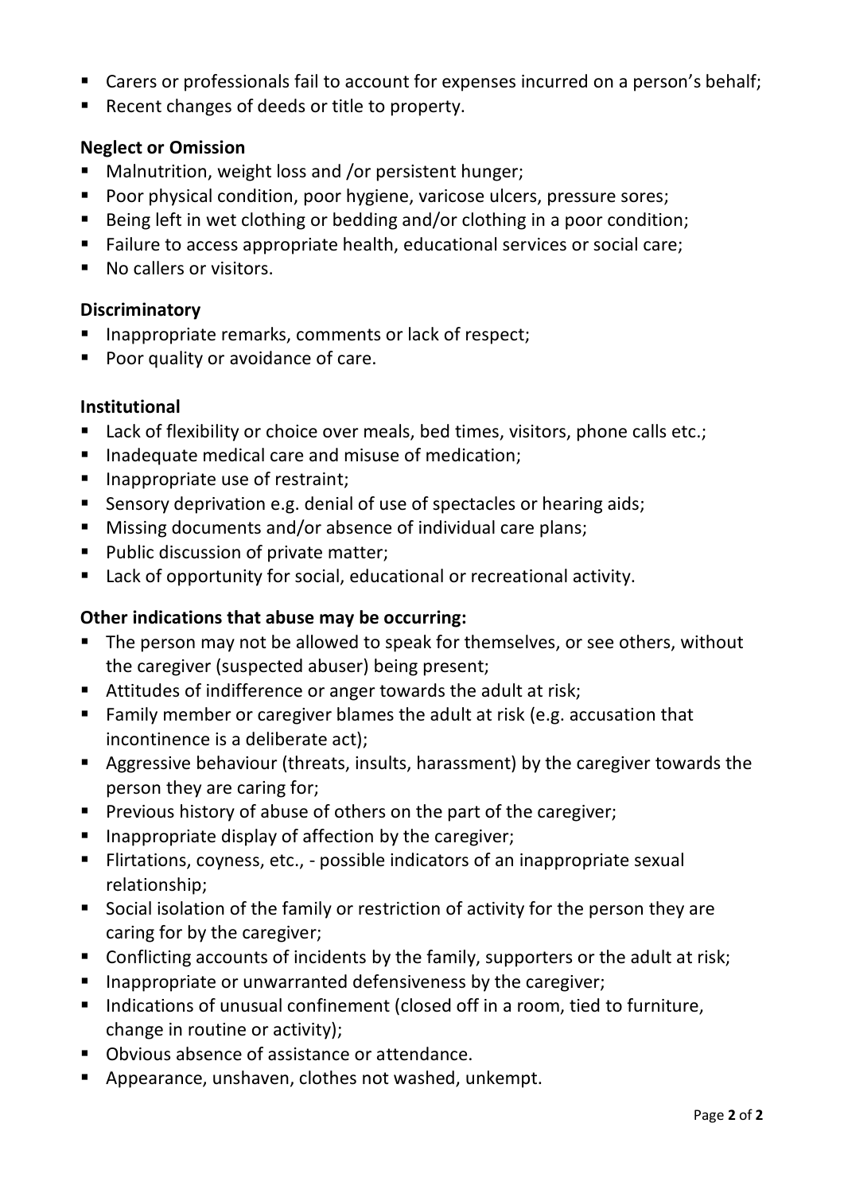- Carers or professionals fail to account for expenses incurred on a person's behalf;
- Recent changes of deeds or title to property.

**Neglect or Omission**

- Malnutrition, weight loss and /or persistent hunger;
- Poor physical condition, poor hygiene, varicose ulcers, pressure sores;
- Being left in wet clothing or bedding and/or clothing in a poor condition;
- Failure to access appropriate health, educational services or social care;
- No callers or visitors.

**Discriminatory**

- Inappropriate remarks, comments or lack of respect;
- Poor quality or avoidance of care.

**Institutional**

- Lack of flexibility or choice over meals, bed times, visitors, phone calls etc.;
- Inadequate medical care and misuse of medication;
- Inappropriate use of restraint;
- Sensory deprivation e.g. denial of use of spectacles or hearing aids;
- Missing documents and/or absence of individual care plans;
- Public discussion of private matter;
- Lack of opportunity for social, educational or recreational activity.

**Other indications that abuse may be occurring:**

- The person may not be allowed to speak for themselves, or see others, without the caregiver (suspected abuser) being present;
- Attitudes of indifference or anger towards the adult at risk;
- Family member or caregiver blames the adult at risk (e.g. accusation that incontinence is a deliberate act);
- Aggressive behaviour (threats, insults, harassment) by the caregiver towards the person they are caring for;
- Previous history of abuse of others on the part of the caregiver;
- Inappropriate display of affection by the caregiver;
- Flirtations, coyness, etc., - possible indicators of an inappropriate sexual relationship;
- Social isolation of the family or restriction of activity for the person they are caring for by the caregiver;
- Conflicting accounts of incidents by the family, supporters or the adult at risk;
- Inappropriate or unwarranted defensiveness by the caregiver;
- Indications of unusual confinement (closed off in a room, tied to furniture, change in routine or activity);
- Obvious absence of assistance or attendance.
- Appearance, unshaven, clothes not washed, unkempt.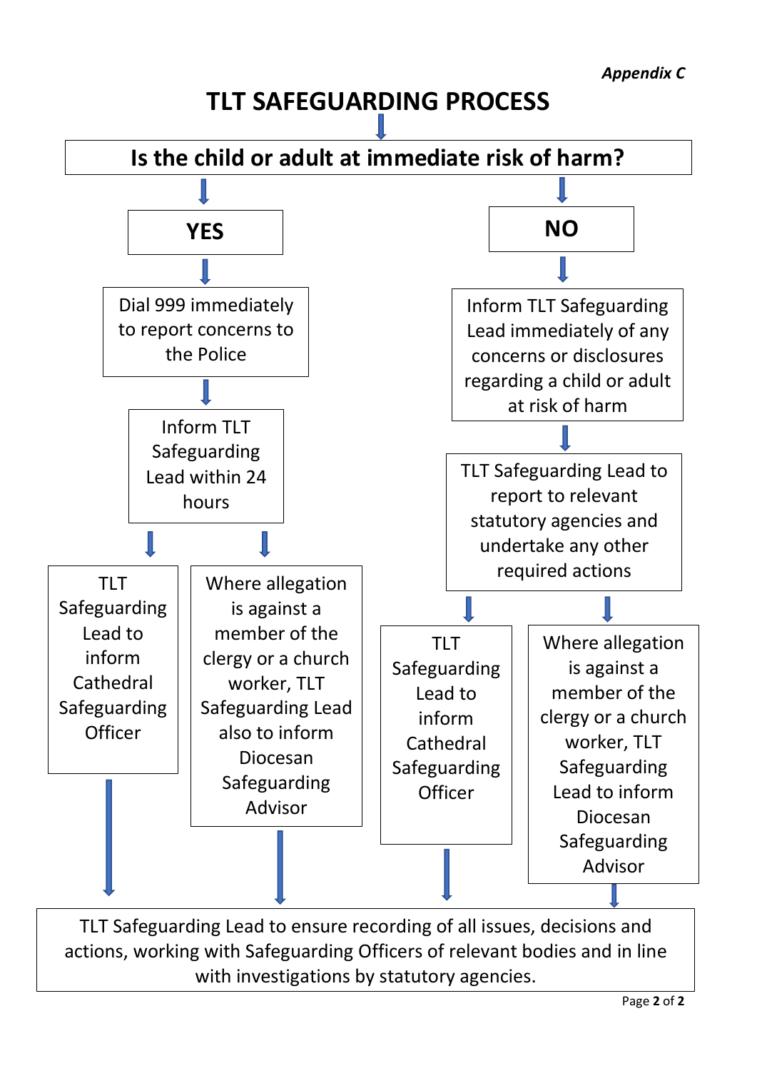*Appendix C*

# TLT SAFEGUARDING PROCESS

**Is the child or adult at immediate risk of harm?**

**YES**

Dial 999 immediately to report concerns to the Police

Inform TLT Safeguarding Lead within 24 hours

TLT Safeguarding Lead to inform Cathedral Safeguarding Officer

Where allegation is against a member of the clergy or a church worker, TLT Safeguarding Lead also to inform Diocesan Safeguarding Advisor

**NO**

Inform TLT Safeguarding Lead immediately of any concerns or disclosures regarding a child or adult at risk of harm

TLT Safeguarding Lead to report to relevant statutory agencies and undertake any other required actions

TLT Safeguarding Lead to inform Cathedral Safeguarding Officer

Where allegation is against a member of the clergy or a church worker, TLT Safeguarding Lead to inform Diocesan Safeguarding Advisor

TLT Safeguarding Lead to ensure recording of all issues, decisions and actions, working with Safeguarding Officers of relevant bodies and in line with investigations by statutory agencies.